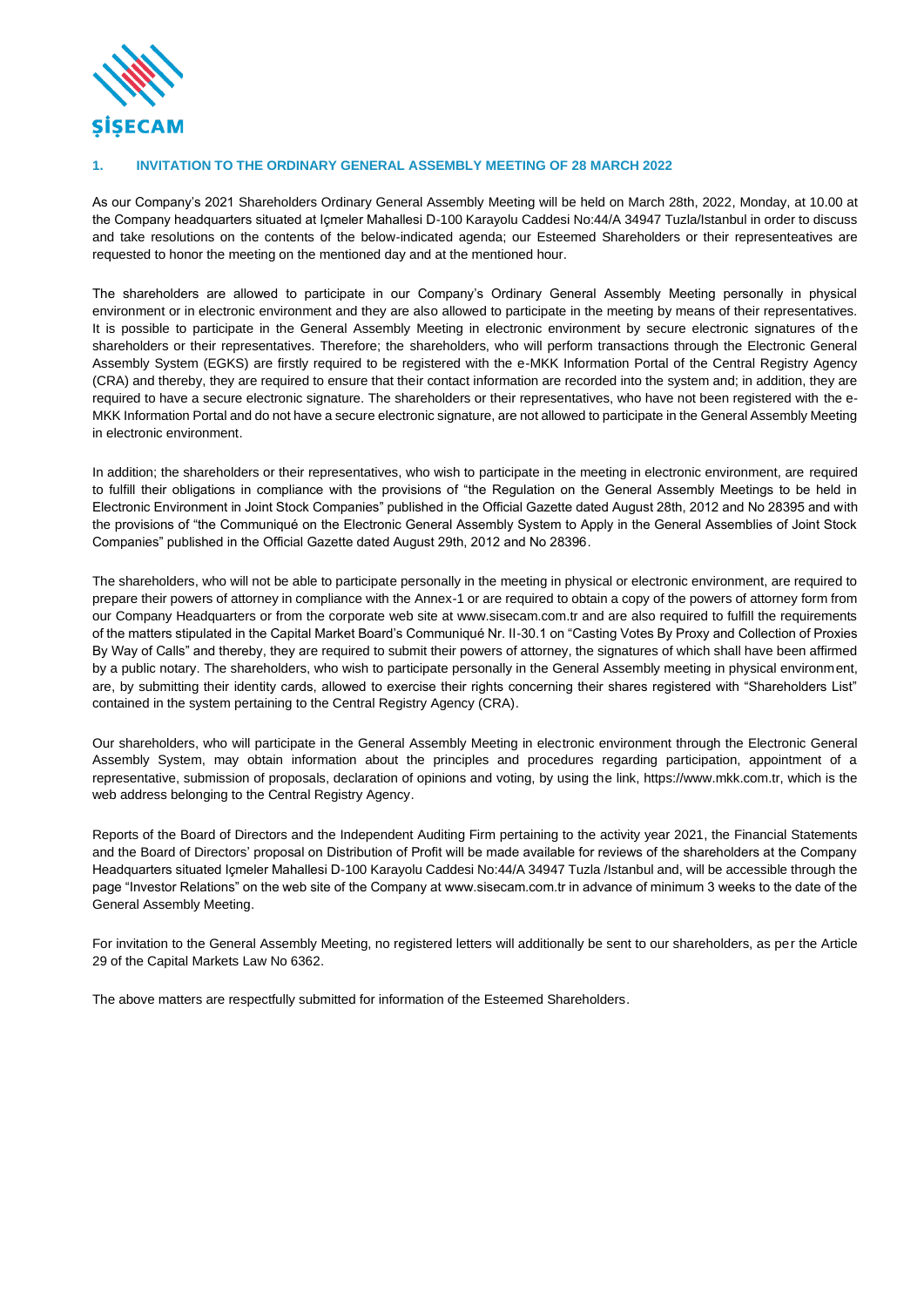## 1. INVITATION TO THE ORDINARY GENERAL ASSEMBLY MEETING OF 28 MARCH 2022

As our Company's 2021 Shareholders Ordinary General Assembly Meeting will be held on March 28th, 2022, Monday, at 10.00 at the Company headquarters situated at Içmeler Mahallesi D-100 Karayolu Caddesi No:44/A 34947 Tuzla/Istanbul in order to discuss and take resolutions on the contents of the below-indicated agenda; our Esteemed Shareholders or their representeatives are requested to honor the meeting on the mentioned day and at the mentioned hour.

The shareholders are allowed to participate in our Company's Ordinary General Assembly Meeting personally in physical environment or in electronic environment and they are also allowed to participate in the meeting by means of their representatives. It is possible to participate in the General Assembly Meeting in electronic environment by secure electronic signatures of the shareholders or their representatives. Therefore; the shareholders, who will perform transactions through the Electronic General Assembly System (EGKS) are firstly required to be registered with the e-MKK Information Portal of the Central Registry Agency (CRA) and thereby, they are required to ensure that their contact information are recorded into the system and; in addition, they are required to have a secure electronic signature. The shareholders or their representatives, who have not been registered with the e-MKK Information Portal and do not have a secure electronic signature, are not allowed to participate in the General Assembly Meeting in electronic environment.

In addition; the shareholders or their representatives, who wish to participate in the meeting in electronic environment, are required to fulfill their obligations in compliance with the provisions of "the Regulation on the General Assembly Meetings to be held in Electronic Environment in Joint Stock Companies" published in the Official Gazette dated August 28th, 2012 and No 28395 and with the provisions of "the Communiqué on the Electronic General Assembly System to Apply in the General Assemblies of Joint Stock Companies" published in the Official Gazette dated August 29th, 2012 and No 28396.

The shareholders, who will not be able to participate personally in the meeting in physical or electronic environment, are required to prepare their powers of attorney in compliance with the Annex-1 or are required to obtain a copy of the powers of attorney form from our Company Headquarters or from the corporate web site at www.sisecam.com.tr and are also required to fulfill the requirements of the matters stipulated in the Capital Market Board's Communiqué Nr. II-30.1 on "Casting Votes By Proxy and Collection of Proxies By Way of Calls" and thereby, they are required to submit their powers of attorney, the signatures of which shall have been affirmed by a public notary. The shareholders, who wish to participate personally in the General Assembly meeting in physical environment, are, by submitting their identity cards, allowed to exercise their rights concerning their shares registered with "Shareholders List" contained in the system pertaining to the Central Registry Agency (CRA).

Our shareholders, who will participate in the General Assembly Meeting in electronic environment through the Electronic General Assembly System, may obtain information about the principles and procedures regarding participation, appointment of a representative, submission of proposals, declaration of opinions and voting, by using the link, https://www.mkk.com.tr, which is the web address belonging to the Central Registry Agency.

Reports of the Board of Directors and the Independent Auditing Firm pertaining to the activity year 2021, the Financial Statements and the Board of Directors' proposal on Distribution of Profit will be made available for reviews of the shareholders at the Company Headquarters situated Içmeler Mahallesi D-100 Karayolu Caddesi No:44/A 34947 Tuzla /Istanbul and, will be accessible through the page "Investor Relations" on the web site of the Company at www.sisecam.com.tr in advance of minimum 3 weeks to the date of the General Assembly Meeting.

For invitation to the General Assembly Meeting, no registered letters will additionally be sent to our shareholders, as per the Article 29 of the Capital Markets Law No 6362.

The above matters are respectfully submitted for information of the Esteemed Shareholders.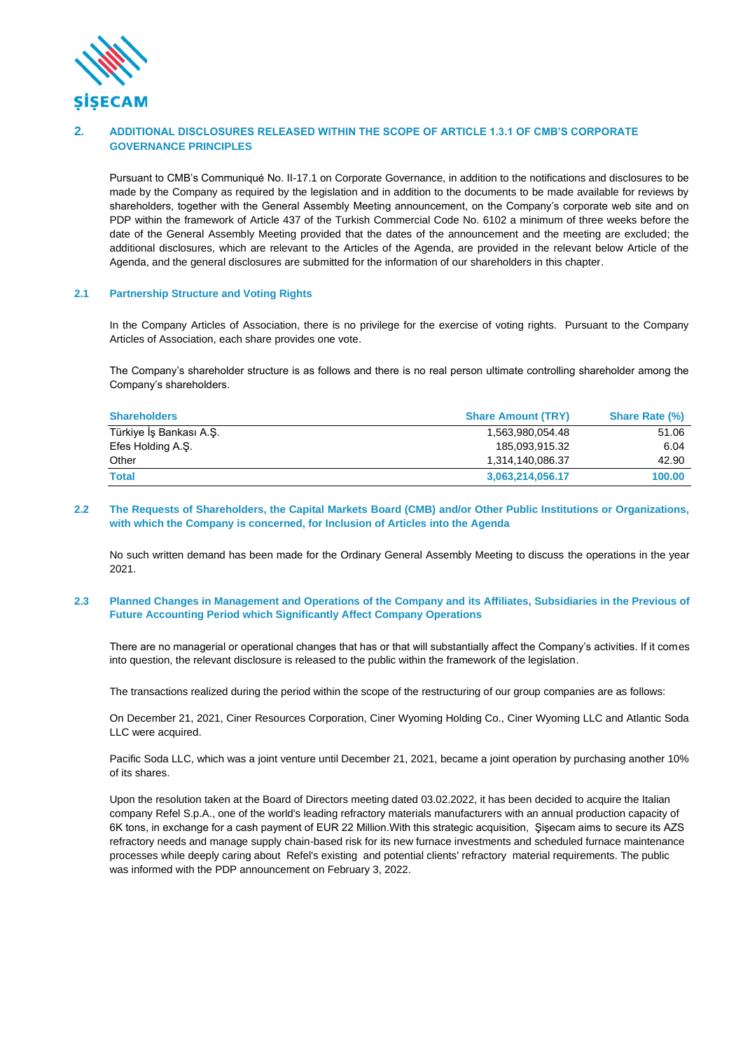## 2. ADDITIONAL DISCLOSURES RELEASED WITHIN THE SCOPE OF ARTICLE 1.3.1 OF CMB'S CORPORATE GOVERNANCE PRINCIPLES

Pursuant to CMB's Communiqué No. II-17.1 on Corporate Governance, in addition to the notifications and disclosures to be made by the Company as required by the legislation and in addition to the documents to be made available for reviews by shareholders, together with the General Assembly Meeting announcement, on the Company's corporate web site and on PDP within the framework of Article 437 of the Turkish Commercial Code No. 6102 a minimum of three weeks before the date of the General Assembly Meeting provided that the dates of the announcement and the meeting are excluded; the additional disclosures, which are relevant to the Articles of the Agenda, are provided in the relevant below Article of the Agenda, and the general disclosures are submitted for the information of our shareholders in this chapter.

### 2.1 Partnership Structure and Voting Rights

In the Company Articles of Association, there is no privilege for the exercise of voting rights. Pursuant to the Company Articles of Association, each share provides one vote.

The Company's shareholder structure is as follows and there is no real person ultimate controlling shareholder among the Company's shareholders.

| Shareholders | Share Amount (TRY) | Share Rate (%) |
|---|---|---|
| Türkiye İş Bankası A.Ş. | 1,563,980,054.48 | 51.06 |
| Efes Holding A.Ş. | 185,093,915.32 | 6.04 |
| Other | 1,314,140,086.37 | 42.90 |
| **Total** | **3,063,214,056.17** | **100.00** |

### 2.2 The Requests of Shareholders, the Capital Markets Board (CMB) and/or Other Public Institutions or Organizations, with which the Company is concerned, for Inclusion of Articles into the Agenda

No such written demand has been made for the Ordinary General Assembly Meeting to discuss the operations in the year 2021.

### 2.3 Planned Changes in Management and Operations of the Company and its Affiliates, Subsidiaries in the Previous of Future Accounting Period which Significantly Affect Company Operations

There are no managerial or operational changes that has or that will substantially affect the Company's activities. If it comes into question, the relevant disclosure is released to the public within the framework of the legislation.

The transactions realized during the period within the scope of the restructuring of our group companies are as follows:

On December 21, 2021, Ciner Resources Corporation, Ciner Wyoming Holding Co., Ciner Wyoming LLC and Atlantic Soda LLC were acquired.

Pacific Soda LLC, which was a joint venture until December 21, 2021, became a joint operation by purchasing another 10% of its shares.

Upon the resolution taken at the Board of Directors meeting dated 03.02.2022, it has been decided to acquire the Italian company Refel S.p.A., one of the world's leading refractory materials manufacturers with an annual production capacity of 6K tons, in exchange for a cash payment of EUR 22 Million.With this strategic acquisition, Şişecam aims to secure its AZS refractory needs and manage supply chain-based risk for its new furnace investments and scheduled furnace maintenance processes while deeply caring about Refel's existing and potential clients' refractory material requirements. The public was informed with the PDP announcement on February 3, 2022.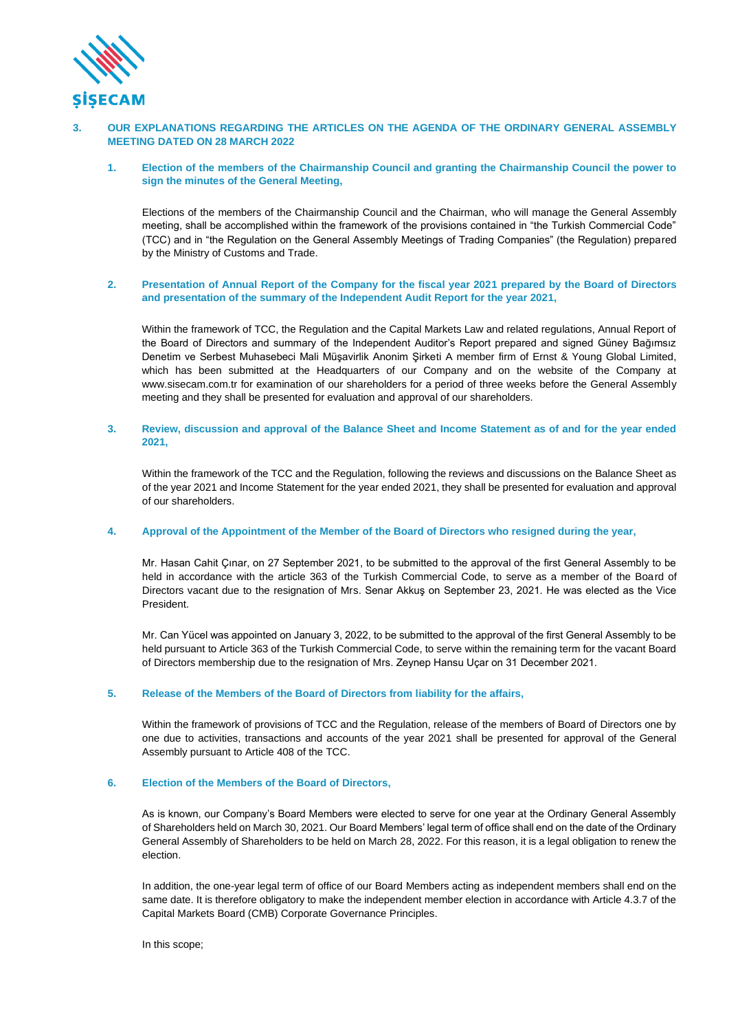## 3. OUR EXPLANATIONS REGARDING THE ARTICLES ON THE AGENDA OF THE ORDINARY GENERAL ASSEMBLY MEETING DATED ON 28 MARCH 2022

### 1. Election of the members of the Chairmanship Council and granting the Chairmanship Council the power to sign the minutes of the General Meeting,

Elections of the members of the Chairmanship Council and the Chairman, who will manage the General Assembly meeting, shall be accomplished within the framework of the provisions contained in “the Turkish Commercial Code” (TCC) and in “the Regulation on the General Assembly Meetings of Trading Companies” (the Regulation) prepared by the Ministry of Customs and Trade.

### 2. Presentation of Annual Report of the Company for the fiscal year 2021 prepared by the Board of Directors and presentation of the summary of the Independent Audit Report for the year 2021,

Within the framework of TCC, the Regulation and the Capital Markets Law and related regulations, Annual Report of the Board of Directors and summary of the Independent Auditor’s Report prepared and signed Güney Bağımsız Denetim ve Serbest Muhasebeci Mali Müşavirlik Anonim Şirketi A member firm of Ernst & Young Global Limited, which has been submitted at the Headquarters of our Company and on the website of the Company at www.sisecam.com.tr for examination of our shareholders for a period of three weeks before the General Assembly meeting and they shall be presented for evaluation and approval of our shareholders.

### 3. Review, discussion and approval of the Balance Sheet and Income Statement as of and for the year ended 2021,

Within the framework of the TCC and the Regulation, following the reviews and discussions on the Balance Sheet as of the year 2021 and Income Statement for the year ended 2021, they shall be presented for evaluation and approval of our shareholders.

### 4. Approval of the Appointment of the Member of the Board of Directors who resigned during the year,

Mr. Hasan Cahit Çınar, on 27 September 2021, to be submitted to the approval of the first General Assembly to be held in accordance with the article 363 of the Turkish Commercial Code, to serve as a member of the Board of Directors vacant due to the resignation of Mrs. Senar Akkuş on September 23, 2021. He was elected as the Vice President.

Mr. Can Yücel was appointed on January 3, 2022, to be submitted to the approval of the first General Assembly to be held pursuant to Article 363 of the Turkish Commercial Code, to serve within the remaining term for the vacant Board of Directors membership due to the resignation of Mrs. Zeynep Hansu Uçar on 31 December 2021.

### 5. Release of the Members of the Board of Directors from liability for the affairs,

Within the framework of provisions of TCC and the Regulation, release of the members of Board of Directors one by one due to activities, transactions and accounts of the year 2021 shall be presented for approval of the General Assembly pursuant to Article 408 of the TCC.

### 6. Election of the Members of the Board of Directors,

As is known, our Company’s Board Members were elected to serve for one year at the Ordinary General Assembly of Shareholders held on March 30, 2021. Our Board Members’ legal term of office shall end on the date of the Ordinary General Assembly of Shareholders to be held on March 28, 2022. For this reason, it is a legal obligation to renew the election.

In addition, the one-year legal term of office of our Board Members acting as independent members shall end on the same date. It is therefore obligatory to make the independent member election in accordance with Article 4.3.7 of the Capital Markets Board (CMB) Corporate Governance Principles.

In this scope;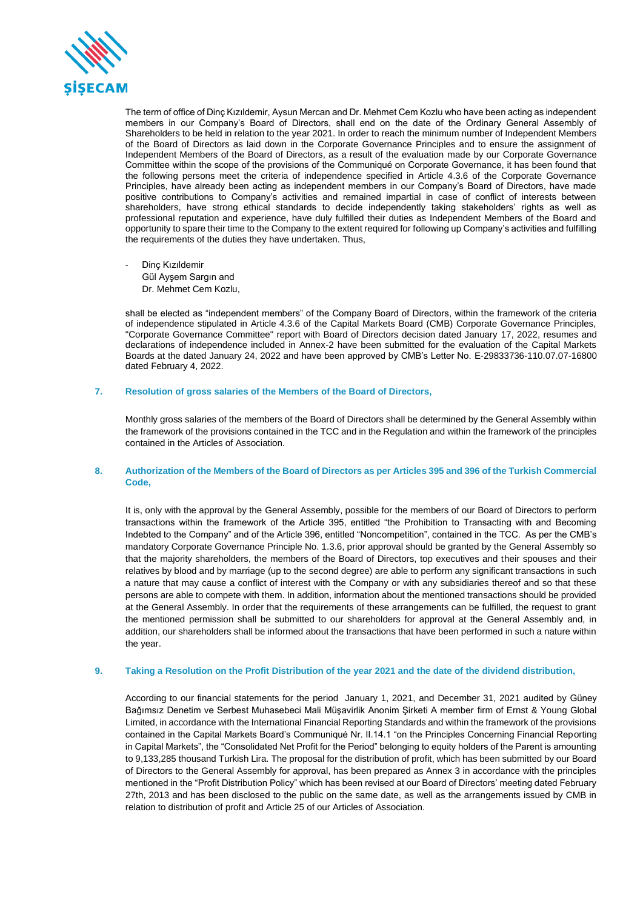The term of office of Dinç Kızıldemir, Aysun Mercan and Dr. Mehmet Cem Kozlu who have been acting as independent members in our Company's Board of Directors, shall end on the date of the Ordinary General Assembly of Shareholders to be held in relation to the year 2021. In order to reach the minimum number of Independent Members of the Board of Directors as laid down in the Corporate Governance Principles and to ensure the assignment of Independent Members of the Board of Directors, as a result of the evaluation made by our Corporate Governance Committee within the scope of the provisions of the Communiqué on Corporate Governance, it has been found that the following persons meet the criteria of independence specified in Article 4.3.6 of the Corporate Governance Principles, have already been acting as independent members in our Company's Board of Directors, have made positive contributions to Company's activities and remained impartial in case of conflict of interests between shareholders, have strong ethical standards to decide independently taking stakeholders' rights as well as professional reputation and experience, have duly fulfilled their duties as Independent Members of the Board and opportunity to spare their time to the Company to the extent required for following up Company's activities and fulfilling the requirements of the duties they have undertaken. Thus,

- Dinç Kızıldemir
  Gül Ayşem Sargın and
  Dr. Mehmet Cem Kozlu,

shall be elected as "independent members" of the Company Board of Directors, within the framework of the criteria of independence stipulated in Article 4.3.6 of the Capital Markets Board (CMB) Corporate Governance Principles, "Corporate Governance Committee" report with Board of Directors decision dated January 17, 2022, resumes and declarations of independence included in Annex-2 have been submitted for the evaluation of the Capital Markets Boards at the dated January 24, 2022 and have been approved by CMB's Letter No. E-29833736-110.07.07-16800 dated February 4, 2022.

### 7. Resolution of gross salaries of the Members of the Board of Directors,

Monthly gross salaries of the members of the Board of Directors shall be determined by the General Assembly within the framework of the provisions contained in the TCC and in the Regulation and within the framework of the principles contained in the Articles of Association.

### 8. Authorization of the Members of the Board of Directors as per Articles 395 and 396 of the Turkish Commercial Code,

It is, only with the approval by the General Assembly, possible for the members of our Board of Directors to perform transactions within the framework of the Article 395, entitled "the Prohibition to Transacting with and Becoming Indebted to the Company" and of the Article 396, entitled "Noncompetition", contained in the TCC. As per the CMB's mandatory Corporate Governance Principle No. 1.3.6, prior approval should be granted by the General Assembly so that the majority shareholders, the members of the Board of Directors, top executives and their spouses and their relatives by blood and by marriage (up to the second degree) are able to perform any significant transactions in such a nature that may cause a conflict of interest with the Company or with any subsidiaries thereof and so that these persons are able to compete with them. In addition, information about the mentioned transactions should be provided at the General Assembly. In order that the requirements of these arrangements can be fulfilled, the request to grant the mentioned permission shall be submitted to our shareholders for approval at the General Assembly and, in addition, our shareholders shall be informed about the transactions that have been performed in such a nature within the year.

### 9. Taking a Resolution on the Profit Distribution of the year 2021 and the date of the dividend distribution,

According to our financial statements for the period January 1, 2021, and December 31, 2021 audited by Güney Bağımsız Denetim ve Serbest Muhasebeci Mali Müşavirlik Anonim Şirketi A member firm of Ernst & Young Global Limited, in accordance with the International Financial Reporting Standards and within the framework of the provisions contained in the Capital Markets Board's Communiqué Nr. II.14.1 "on the Principles Concerning Financial Reporting in Capital Markets", the "Consolidated Net Profit for the Period" belonging to equity holders of the Parent is amounting to 9,133,285 thousand Turkish Lira. The proposal for the distribution of profit, which has been submitted by our Board of Directors to the General Assembly for approval, has been prepared as Annex 3 in accordance with the principles mentioned in the "Profit Distribution Policy" which has been revised at our Board of Directors' meeting dated February 27th, 2013 and has been disclosed to the public on the same date, as well as the arrangements issued by CMB in relation to distribution of profit and Article 25 of our Articles of Association.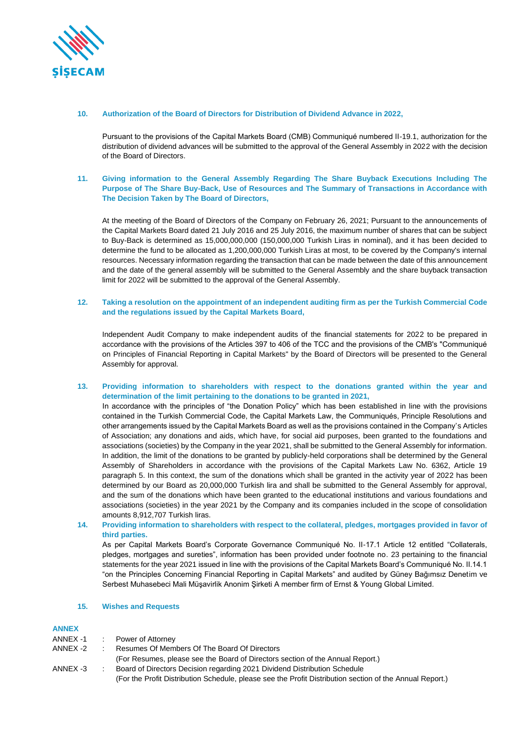**10. Authorization of the Board of Directors for Distribution of Dividend Advance in 2022,**

Pursuant to the provisions of the Capital Markets Board (CMB) Communiqué numbered II-19.1, authorization for the distribution of dividend advances will be submitted to the approval of the General Assembly in 2022 with the decision of the Board of Directors.

**11. Giving information to the General Assembly Regarding The Share Buyback Executions Including The Purpose of The Share Buy-Back, Use of Resources and The Summary of Transactions in Accordance with The Decision Taken by The Board of Directors,**

At the meeting of the Board of Directors of the Company on February 26, 2021; Pursuant to the announcements of the Capital Markets Board dated 21 July 2016 and 25 July 2016, the maximum number of shares that can be subject to Buy-Back is determined as 15,000,000,000 (150,000,000 Turkish Liras in nominal), and it has been decided to determine the fund to be allocated as 1,200,000,000 Turkish Liras at most, to be covered by the Company's internal resources. Necessary information regarding the transaction that can be made between the date of this announcement and the date of the general assembly will be submitted to the General Assembly and the share buyback transaction limit for 2022 will be submitted to the approval of the General Assembly.

**12. Taking a resolution on the appointment of an independent auditing firm as per the Turkish Commercial Code and the regulations issued by the Capital Markets Board,**

Independent Audit Company to make independent audits of the financial statements for 2022 to be prepared in accordance with the provisions of the Articles 397 to 406 of the TCC and the provisions of the CMB's "Communiqué on Principles of Financial Reporting in Capital Markets" by the Board of Directors will be presented to the General Assembly for approval.

**13. Providing information to shareholders with respect to the donations granted within the year and determination of the limit pertaining to the donations to be granted in 2021,**

In accordance with the principles of "the Donation Policy" which has been established in line with the provisions contained in the Turkish Commercial Code, the Capital Markets Law, the Communiqués, Principle Resolutions and other arrangements issued by the Capital Markets Board as well as the provisions contained in the Company's Articles of Association; any donations and aids, which have, for social aid purposes, been granted to the foundations and associations (societies) by the Company in the year 2021, shall be submitted to the General Assembly for information. In addition, the limit of the donations to be granted by publicly-held corporations shall be determined by the General Assembly of Shareholders in accordance with the provisions of the Capital Markets Law No. 6362, Article 19 paragraph 5. In this context, the sum of the donations which shall be granted in the activity year of 2022 has been determined by our Board as 20,000,000 Turkish lira and shall be submitted to the General Assembly for approval, and the sum of the donations which have been granted to the educational institutions and various foundations and associations (societies) in the year 2021 by the Company and its companies included in the scope of consolidation amounts 8,912,707 Turkish liras.

**14. Providing information to shareholders with respect to the collateral, pledges, mortgages provided in favor of third parties.**

As per Capital Markets Board's Corporate Governance Communiqué No. II-17.1 Article 12 entitled "Collaterals, pledges, mortgages and sureties", information has been provided under footnote no. 23 pertaining to the financial statements for the year 2021 issued in line with the provisions of the Capital Markets Board's Communiqué No. II.14.1 "on the Principles Concerning Financial Reporting in Capital Markets" and audited by Güney Bağımsız Denetim ve Serbest Muhasebeci Mali Müşavirlik Anonim Şirketi A member firm of Ernst & Young Global Limited.

**15. Wishes and Requests**

**ANNEX**

ANNEX -1 : Power of Attorney

ANNEX -2 : Resumes Of Members Of The Board Of Directors
(For Resumes, please see the Board of Directors section of the Annual Report.)

ANNEX -3 : Board of Directors Decision regarding 2021 Dividend Distribution Schedule
(For the Profit Distribution Schedule, please see the Profit Distribution section of the Annual Report.)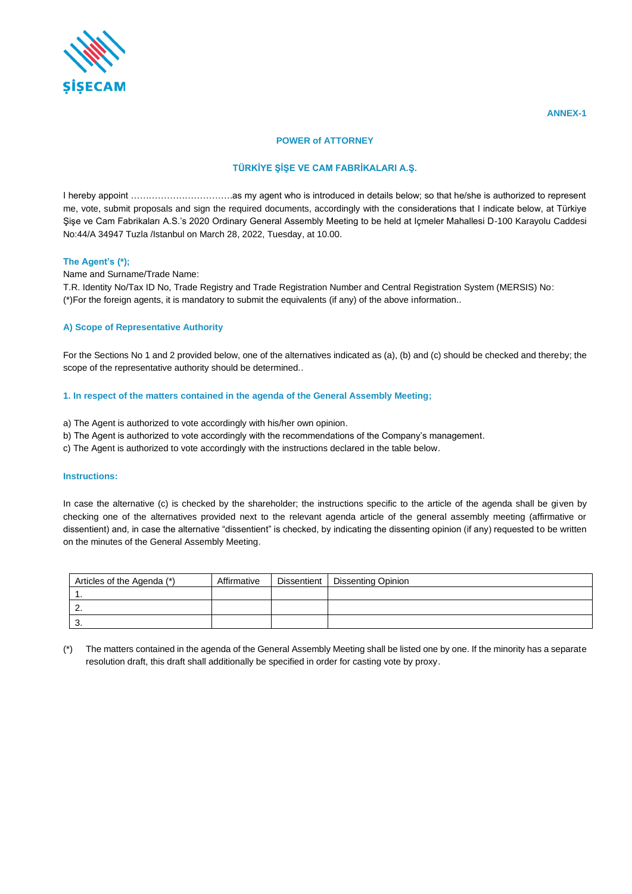ANNEX-1

## POWER of ATTORNEY

## TÜRKİYE ŞİŞE VE CAM FABRİKALARI A.Ş.

I hereby appoint …………………………….as my agent who is introduced in details below; so that he/she is authorized to represent me, vote, submit proposals and sign the required documents, accordingly with the considerations that I indicate below, at Türkiye Şişe ve Cam Fabrikaları A.S.'s 2020 Ordinary General Assembly Meeting to be held at Içmeler Mahallesi D-100 Karayolu Caddesi No:44/A 34947 Tuzla /Istanbul on March 28, 2022, Tuesday, at 10.00.

**The Agent's (*);**

Name and Surname/Trade Name:

T.R. Identity No/Tax ID No, Trade Registry and Trade Registration Number and Central Registration System (MERSIS) No:

(*)For the foreign agents, it is mandatory to submit the equivalents (if any) of the above information..

### A) Scope of Representative Authority

For the Sections No 1 and 2 provided below, one of the alternatives indicated as (a), (b) and (c) should be checked and thereby; the scope of the representative authority should be determined..

### 1. In respect of the matters contained in the agenda of the General Assembly Meeting;

a) The Agent is authorized to vote accordingly with his/her own opinion.
b) The Agent is authorized to vote accordingly with the recommendations of the Company's management.
c) The Agent is authorized to vote accordingly with the instructions declared in the table below.

**Instructions:**

In case the alternative (c) is checked by the shareholder; the instructions specific to the article of the agenda shall be given by checking one of the alternatives provided next to the relevant agenda article of the general assembly meeting (affirmative or dissentient) and, in case the alternative "dissentient" is checked, by indicating the dissenting opinion (if any) requested to be written on the minutes of the General Assembly Meeting.

| Articles of the Agenda (*) | Affirmative | Dissentient | Dissenting Opinion |
|---|---|---|---|
| 1. | | | |
| 2. | | | |
| 3. | | | |

(*) The matters contained in the agenda of the General Assembly Meeting shall be listed one by one. If the minority has a separate resolution draft, this draft shall additionally be specified in order for casting vote by proxy.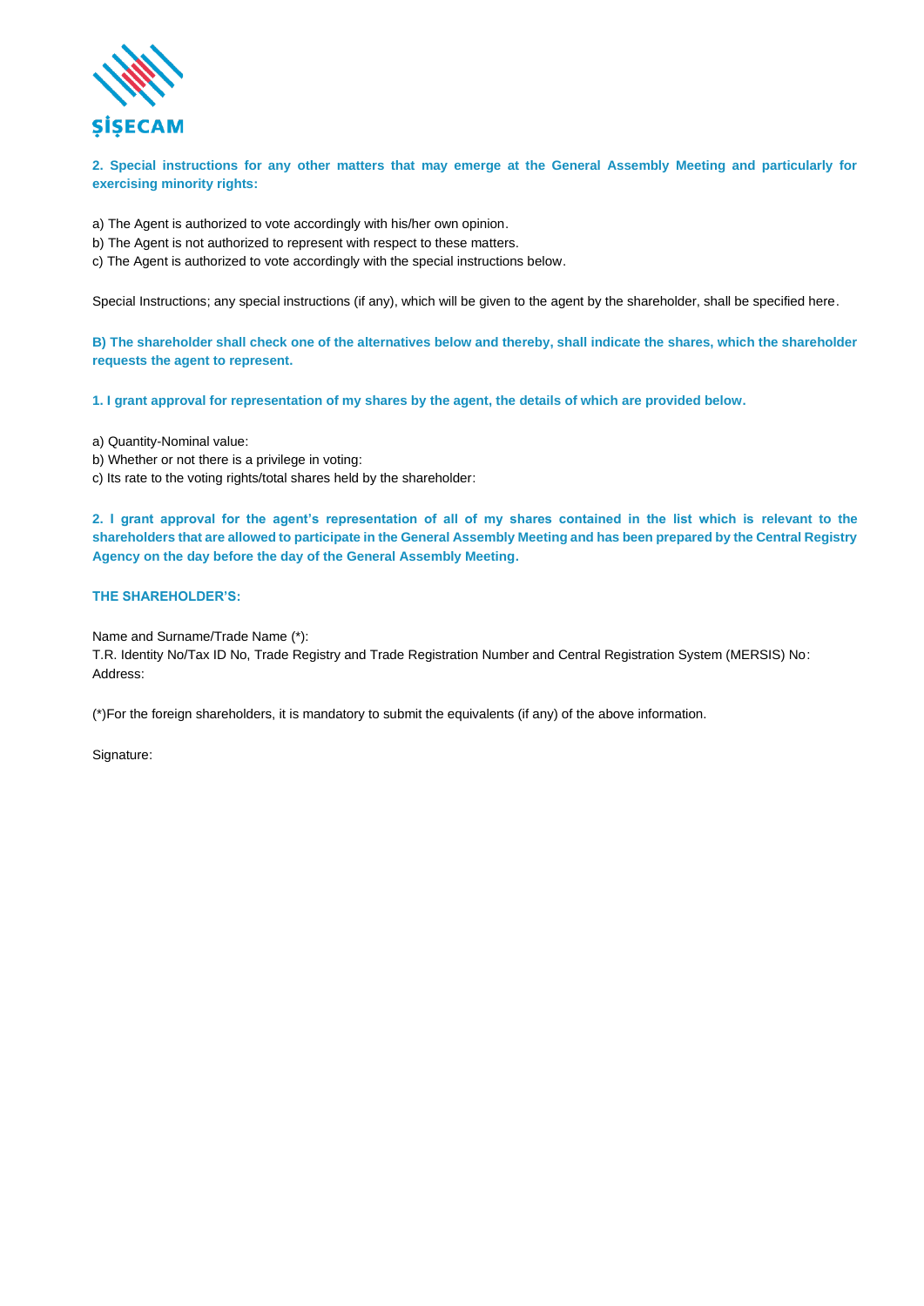**2. Special instructions for any other matters that may emerge at the General Assembly Meeting and particularly for exercising minority rights:**

a) The Agent is authorized to vote accordingly with his/her own opinion.
b) The Agent is not authorized to represent with respect to these matters.
c) The Agent is authorized to vote accordingly with the special instructions below.

Special Instructions; any special instructions (if any), which will be given to the agent by the shareholder, shall be specified here.

**B) The shareholder shall check one of the alternatives below and thereby, shall indicate the shares, which the shareholder requests the agent to represent.**

**1. I grant approval for representation of my shares by the agent, the details of which are provided below.**

a) Quantity-Nominal value:
b) Whether or not there is a privilege in voting:
c) Its rate to the voting rights/total shares held by the shareholder:

**2. I grant approval for the agent's representation of all of my shares contained in the list which is relevant to the shareholders that are allowed to participate in the General Assembly Meeting and has been prepared by the Central Registry Agency on the day before the day of the General Assembly Meeting.**

**THE SHAREHOLDER'S:**

Name and Surname/Trade Name (*):
T.R. Identity No/Tax ID No, Trade Registry and Trade Registration Number and Central Registration System (MERSIS) No:
Address:

(*)For the foreign shareholders, it is mandatory to submit the equivalents (if any) of the above information.

Signature: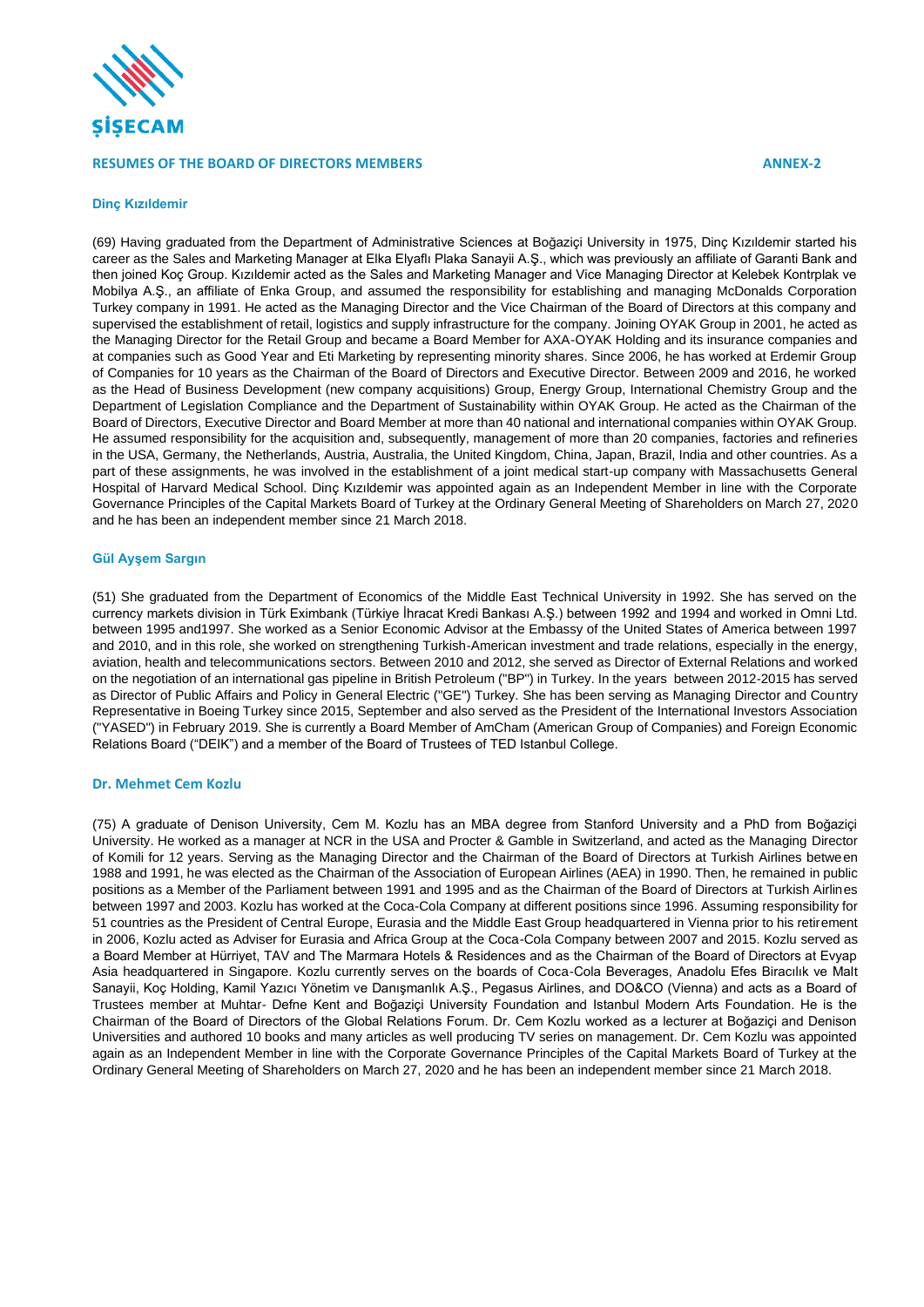## RESUMES OF THE BOARD OF DIRECTORS MEMBERS

**ANNEX-2**

### Dinç Kızıldemir

(69) Having graduated from the Department of Administrative Sciences at Boğaziçi University in 1975, Dinç Kızıldemir started his career as the Sales and Marketing Manager at Elka Elyaflı Plaka Sanayii A.Ş., which was previously an affiliate of Garanti Bank and then joined Koç Group. Kızıldemir acted as the Sales and Marketing Manager and Vice Managing Director at Kelebek Kontrplak ve Mobilya A.Ş., an affiliate of Enka Group, and assumed the responsibility for establishing and managing McDonalds Corporation Turkey company in 1991. He acted as the Managing Director and the Vice Chairman of the Board of Directors at this company and supervised the establishment of retail, logistics and supply infrastructure for the company. Joining OYAK Group in 2001, he acted as the Managing Director for the Retail Group and became a Board Member for AXA-OYAK Holding and its insurance companies and at companies such as Good Year and Eti Marketing by representing minority shares. Since 2006, he has worked at Erdemir Group of Companies for 10 years as the Chairman of the Board of Directors and Executive Director. Between 2009 and 2016, he worked as the Head of Business Development (new company acquisitions) Group, Energy Group, International Chemistry Group and the Department of Legislation Compliance and the Department of Sustainability within OYAK Group. He acted as the Chairman of the Board of Directors, Executive Director and Board Member at more than 40 national and international companies within OYAK Group. He assumed responsibility for the acquisition and, subsequently, management of more than 20 companies, factories and refineries in the USA, Germany, the Netherlands, Austria, Australia, the United Kingdom, China, Japan, Brazil, India and other countries. As a part of these assignments, he was involved in the establishment of a joint medical start-up company with Massachusetts General Hospital of Harvard Medical School. Dinç Kızıldemir was appointed again as an Independent Member in line with the Corporate Governance Principles of the Capital Markets Board of Turkey at the Ordinary General Meeting of Shareholders on March 27, 2020 and he has been an independent member since 21 March 2018.

### Gül Ayşem Sargın

(51) She graduated from the Department of Economics of the Middle East Technical University in 1992. She has served on the currency markets division in Türk Eximbank (Türkiye İhracat Kredi Bankası A.Ş.) between 1992 and 1994 and worked in Omni Ltd. between 1995 and1997. She worked as a Senior Economic Advisor at the Embassy of the United States of America between 1997 and 2010, and in this role, she worked on strengthening Turkish-American investment and trade relations, especially in the energy, aviation, health and telecommunications sectors. Between 2010 and 2012, she served as Director of External Relations and worked on the negotiation of an international gas pipeline in British Petroleum ("BP") in Turkey. In the years between 2012-2015 has served as Director of Public Affairs and Policy in General Electric ("GE") Turkey. She has been serving as Managing Director and Country Representative in Boeing Turkey since 2015, September and also served as the President of the International Investors Association ("YASED") in February 2019. She is currently a Board Member of AmCham (American Group of Companies) and Foreign Economic Relations Board ("DEIK") and a member of the Board of Trustees of TED Istanbul College.

### Dr. Mehmet Cem Kozlu

(75) A graduate of Denison University, Cem M. Kozlu has an MBA degree from Stanford University and a PhD from Boğaziçi University. He worked as a manager at NCR in the USA and Procter & Gamble in Switzerland, and acted as the Managing Director of Komili for 12 years. Serving as the Managing Director and the Chairman of the Board of Directors at Turkish Airlines between 1988 and 1991, he was elected as the Chairman of the Association of European Airlines (AEA) in 1990. Then, he remained in public positions as a Member of the Parliament between 1991 and 1995 and as the Chairman of the Board of Directors at Turkish Airlines between 1997 and 2003. Kozlu has worked at the Coca-Cola Company at different positions since 1996. Assuming responsibility for 51 countries as the President of Central Europe, Eurasia and the Middle East Group headquartered in Vienna prior to his retirement in 2006, Kozlu acted as Adviser for Eurasia and Africa Group at the Coca-Cola Company between 2007 and 2015. Kozlu served as a Board Member at Hürriyet, TAV and The Marmara Hotels & Residences and as the Chairman of the Board of Directors at Evyap Asia headquartered in Singapore. Kozlu currently serves on the boards of Coca-Cola Beverages, Anadolu Efes Biracılık ve Malt Sanayii, Koç Holding, Kamil Yazıcı Yönetim ve Danışmanlık A.Ş., Pegasus Airlines, and DO&CO (Vienna) and acts as a Board of Trustees member at Muhtar- Defne Kent and Boğaziçi University Foundation and Istanbul Modern Arts Foundation. He is the Chairman of the Board of Directors of the Global Relations Forum. Dr. Cem Kozlu worked as a lecturer at Boğaziçi and Denison Universities and authored 10 books and many articles as well producing TV series on management. Dr. Cem Kozlu was appointed again as an Independent Member in line with the Corporate Governance Principles of the Capital Markets Board of Turkey at the Ordinary General Meeting of Shareholders on March 27, 2020 and he has been an independent member since 21 March 2018.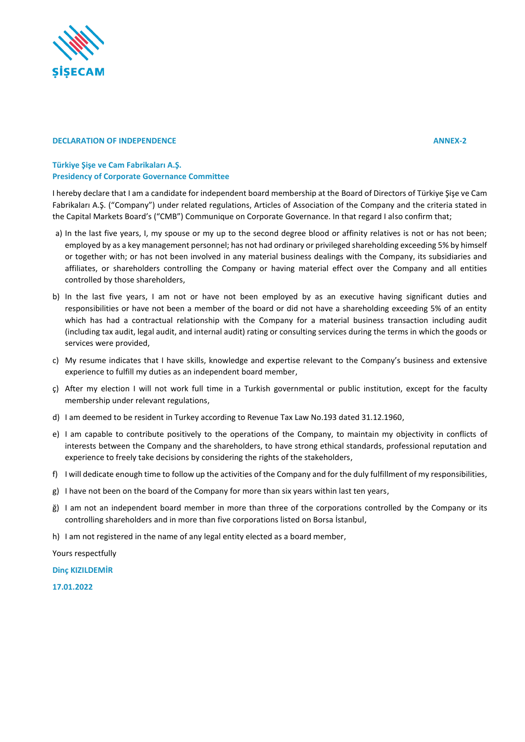**DECLARATION OF INDEPENDENCE** **ANNEX-2**

**Türkiye Şişe ve Cam Fabrikaları A.Ş.**
**Presidency of Corporate Governance Committee**

I hereby declare that I am a candidate for independent board membership at the Board of Directors of Türkiye Şişe ve Cam Fabrikaları A.Ş. ("Company") under related regulations, Articles of Association of the Company and the criteria stated in the Capital Markets Board's ("CMB") Communique on Corporate Governance. In that regard I also confirm that;

a) In the last five years, I, my spouse or my up to the second degree blood or affinity relatives is not or has not been; employed by as a key management personnel; has not had ordinary or privileged shareholding exceeding 5% by himself or together with; or has not been involved in any material business dealings with the Company, its subsidiaries and affiliates, or shareholders controlling the Company or having material effect over the Company and all entities controlled by those shareholders,

b) In the last five years, I am not or have not been employed by as an executive having significant duties and responsibilities or have not been a member of the board or did not have a shareholding exceeding 5% of an entity which has had a contractual relationship with the Company for a material business transaction including audit (including tax audit, legal audit, and internal audit) rating or consulting services during the terms in which the goods or services were provided,

c) My resume indicates that I have skills, knowledge and expertise relevant to the Company's business and extensive experience to fulfill my duties as an independent board member,

ç) After my election I will not work full time in a Turkish governmental or public institution, except for the faculty membership under relevant regulations,

d) I am deemed to be resident in Turkey according to Revenue Tax Law No.193 dated 31.12.1960,

e) I am capable to contribute positively to the operations of the Company, to maintain my objectivity in conflicts of interests between the Company and the shareholders, to have strong ethical standards, professional reputation and experience to freely take decisions by considering the rights of the stakeholders,

f) I will dedicate enough time to follow up the activities of the Company and for the duly fulfillment of my responsibilities,

g) I have not been on the board of the Company for more than six years within last ten years,

ğ) I am not an independent board member in more than three of the corporations controlled by the Company or its controlling shareholders and in more than five corporations listed on Borsa İstanbul,

h) I am not registered in the name of any legal entity elected as a board member,

Yours respectfully

**Dinç KIZILDEMİR**

**17.01.2022**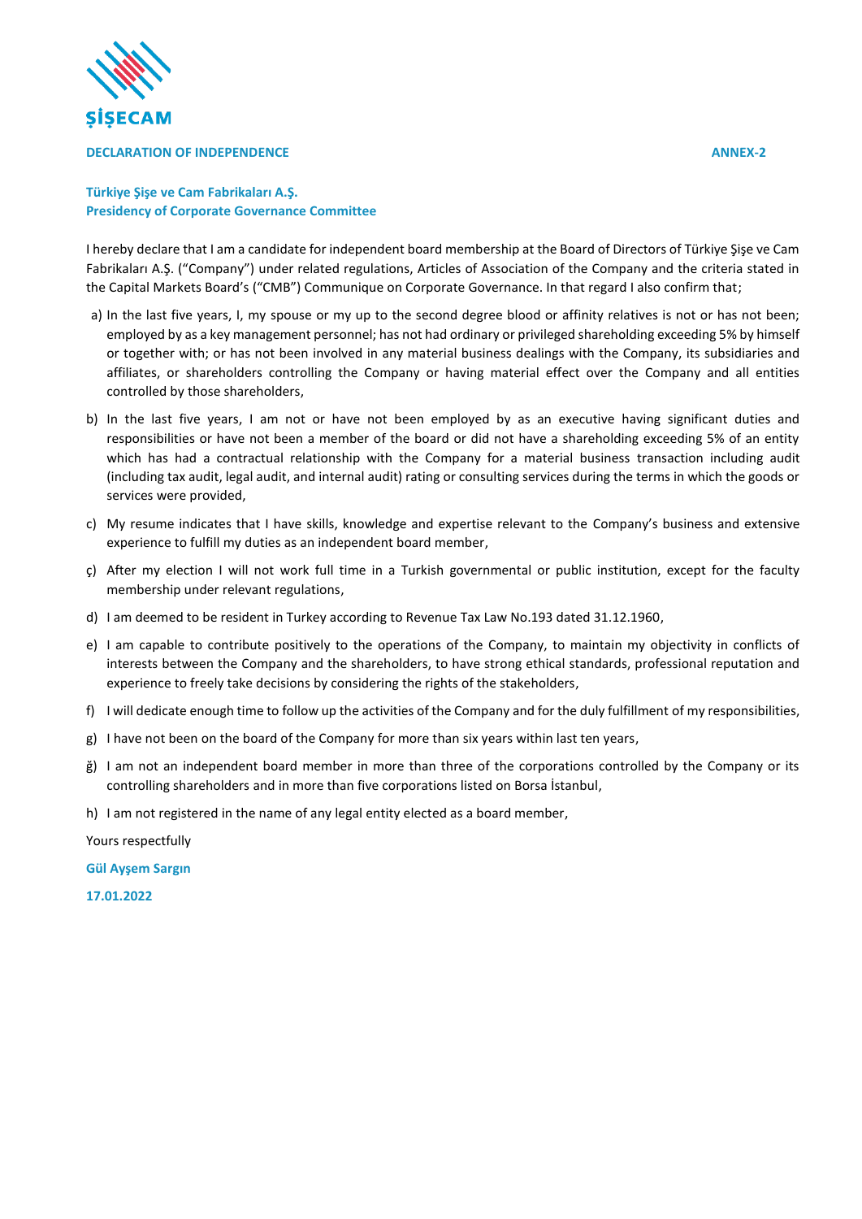ŞİŞECAM

**DECLARATION OF INDEPENDENCE** **ANNEX-2**

**Türkiye Şişe ve Cam Fabrikaları A.Ş.**
**Presidency of Corporate Governance Committee**

I hereby declare that I am a candidate for independent board membership at the Board of Directors of Türkiye Şişe ve Cam Fabrikaları A.Ş. ("Company") under related regulations, Articles of Association of the Company and the criteria stated in the Capital Markets Board's ("CMB") Communique on Corporate Governance. In that regard I also confirm that;

a) In the last five years, I, my spouse or my up to the second degree blood or affinity relatives is not or has not been; employed by as a key management personnel; has not had ordinary or privileged shareholding exceeding 5% by himself or together with; or has not been involved in any material business dealings with the Company, its subsidiaries and affiliates, or shareholders controlling the Company or having material effect over the Company and all entities controlled by those shareholders,

b) In the last five years, I am not or have not been employed by as an executive having significant duties and responsibilities or have not been a member of the board or did not have a shareholding exceeding 5% of an entity which has had a contractual relationship with the Company for a material business transaction including audit (including tax audit, legal audit, and internal audit) rating or consulting services during the terms in which the goods or services were provided,

c) My resume indicates that I have skills, knowledge and expertise relevant to the Company's business and extensive experience to fulfill my duties as an independent board member,

ç) After my election I will not work full time in a Turkish governmental or public institution, except for the faculty membership under relevant regulations,

d) I am deemed to be resident in Turkey according to Revenue Tax Law No.193 dated 31.12.1960,

e) I am capable to contribute positively to the operations of the Company, to maintain my objectivity in conflicts of interests between the Company and the shareholders, to have strong ethical standards, professional reputation and experience to freely take decisions by considering the rights of the stakeholders,

f) I will dedicate enough time to follow up the activities of the Company and for the duly fulfillment of my responsibilities,

g) I have not been on the board of the Company for more than six years within last ten years,

ğ) I am not an independent board member in more than three of the corporations controlled by the Company or its controlling shareholders and in more than five corporations listed on Borsa İstanbul,

h) I am not registered in the name of any legal entity elected as a board member,

Yours respectfully

**Gül Ayşem Sargın**

**17.01.2022**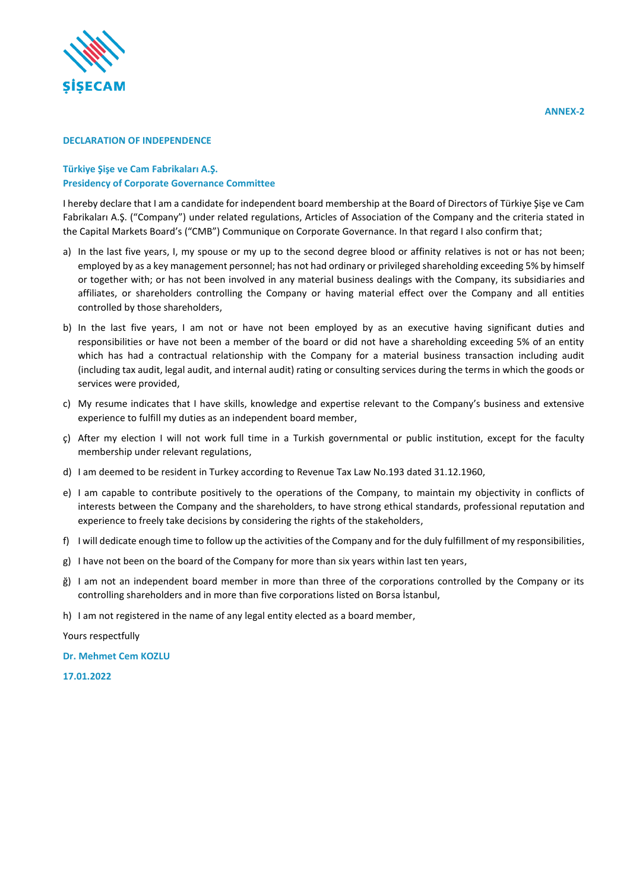ANNEX-2

**DECLARATION OF INDEPENDENCE**

**Türkiye Şişe ve Cam Fabrikaları A.Ş.**
**Presidency of Corporate Governance Committee**

I hereby declare that I am a candidate for independent board membership at the Board of Directors of Türkiye Şişe ve Cam Fabrikaları A.Ş. ("Company") under related regulations, Articles of Association of the Company and the criteria stated in the Capital Markets Board's ("CMB") Communique on Corporate Governance. In that regard I also confirm that;

a) In the last five years, I, my spouse or my up to the second degree blood or affinity relatives is not or has not been; employed by as a key management personnel; has not had ordinary or privileged shareholding exceeding 5% by himself or together with; or has not been involved in any material business dealings with the Company, its subsidiaries and affiliates, or shareholders controlling the Company or having material effect over the Company and all entities controlled by those shareholders,

b) In the last five years, I am not or have not been employed by as an executive having significant duties and responsibilities or have not been a member of the board or did not have a shareholding exceeding 5% of an entity which has had a contractual relationship with the Company for a material business transaction including audit (including tax audit, legal audit, and internal audit) rating or consulting services during the terms in which the goods or services were provided,

c) My resume indicates that I have skills, knowledge and expertise relevant to the Company's business and extensive experience to fulfill my duties as an independent board member,

ç) After my election I will not work full time in a Turkish governmental or public institution, except for the faculty membership under relevant regulations,

d) I am deemed to be resident in Turkey according to Revenue Tax Law No.193 dated 31.12.1960,

e) I am capable to contribute positively to the operations of the Company, to maintain my objectivity in conflicts of interests between the Company and the shareholders, to have strong ethical standards, professional reputation and experience to freely take decisions by considering the rights of the stakeholders,

f) I will dedicate enough time to follow up the activities of the Company and for the duly fulfillment of my responsibilities,

g) I have not been on the board of the Company for more than six years within last ten years,

ğ) I am not an independent board member in more than three of the corporations controlled by the Company or its controlling shareholders and in more than five corporations listed on Borsa İstanbul,

h) I am not registered in the name of any legal entity elected as a board member,

Yours respectfully

**Dr. Mehmet Cem KOZLU**

**17.01.2022**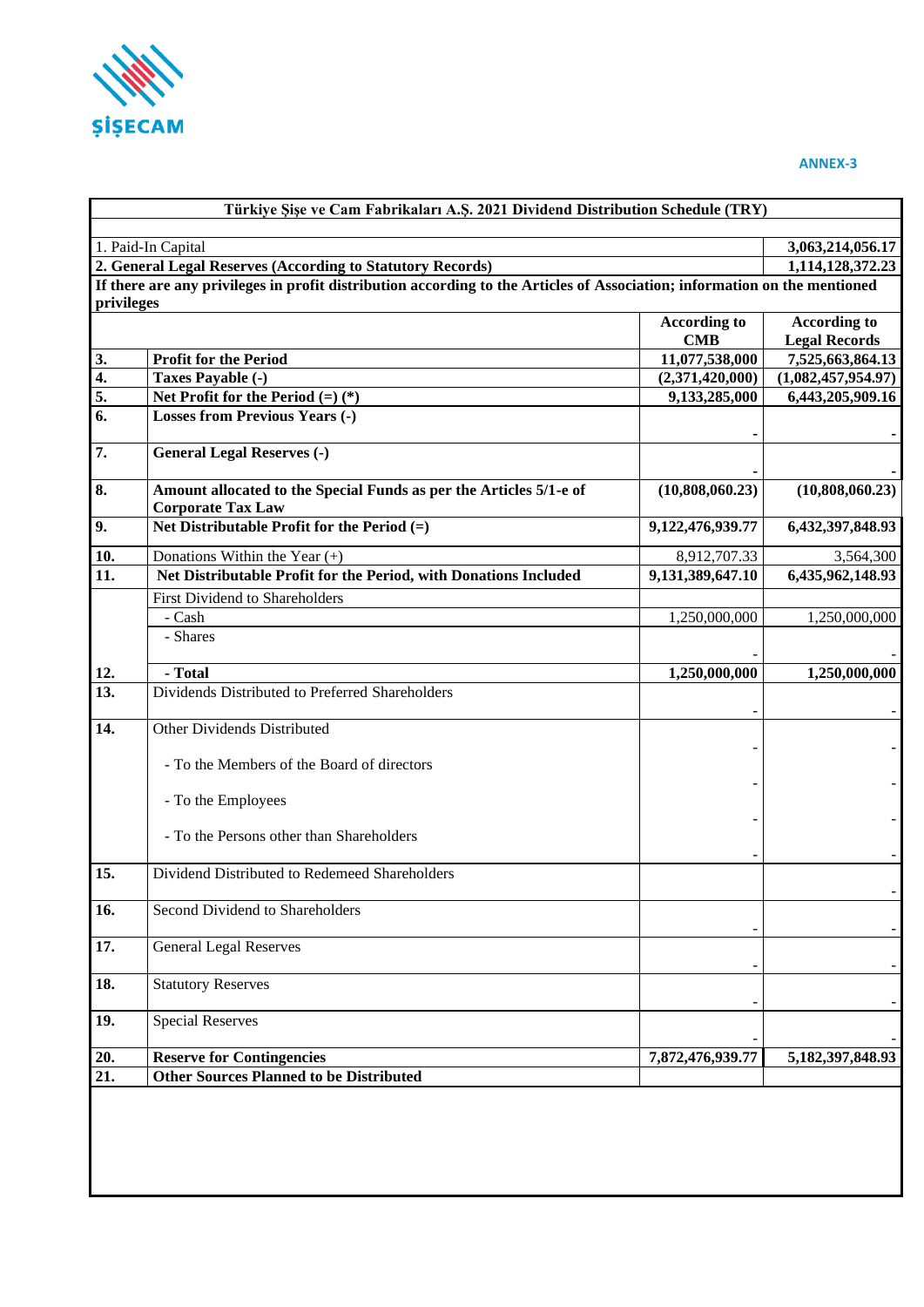ANNEX-3

| | Türkiye Şişe ve Cam Fabrikaları A.Ş. 2021 Dividend Distribution Schedule (TRY) | | |
|---|---|---|---|
| 1. Paid-In Capital | | | **3,063,214,056.17** |
| **2. General Legal Reserves (According to Statutory Records)** | | | **1,114,128,372.23** |
| **If there are any privileges in profit distribution according to the Articles of Association; information on the mentioned privileges** | | | |
| | | **According to CMB** | **According to Legal Records** |
| **3.** | **Profit for the Period** | **11,077,538,000** | **7,525,663,864.13** |
| **4.** | **Taxes Payable (-)** | **(2,371,420,000)** | **(1,082,457,954.97)** |
| **5.** | **Net Profit for the Period (=) (*)** | **9,133,285,000** | **6,443,205,909.16** |
| **6.** | **Losses from Previous Years (-)** | - | - |
| **7.** | **General Legal Reserves (-)** | - | - |
| **8.** | **Amount allocated to the Special Funds as per the Articles 5/1-e of Corporate Tax Law** | **(10,808,060.23)** | **(10,808,060.23)** |
| **9.** | **Net Distributable Profit for the Period (=)** | **9,122,476,939.77** | **6,432,397,848.93** |
| **10.** | Donations Within the Year (+) | 8,912,707.33 | 3,564,300 |
| **11.** | **Net Distributable Profit for the Period, with Donations Included** | **9,131,389,647.10** | **6,435,962,148.93** |
| | First Dividend to Shareholders | | |
| | - Cash | 1,250,000,000 | 1,250,000,000 |
| | - Shares | - | - |
| **12.** | **- Total** | **1,250,000,000** | **1,250,000,000** |
| **13.** | Dividends Distributed to Preferred Shareholders | - | - |
| **14.** | Other Dividends Distributed | - | - |
| | - To the Members of the Board of directors | - | - |
| | - To the Employees | - | - |
| | - To the Persons other than Shareholders | - | - |
| **15.** | Dividend Distributed to Redemeed Shareholders | | - |
| **16.** | Second Dividend to Shareholders | - | - |
| **17.** | General Legal Reserves | - | - |
| **18.** | Statutory Reserves | - | - |
| **19.** | Special Reserves | - | - |
| **20.** | **Reserve for Contingencies** | **7,872,476,939.77** | **5,182,397,848.93** |
| **21.** | **Other Sources Planned to be Distributed** | | |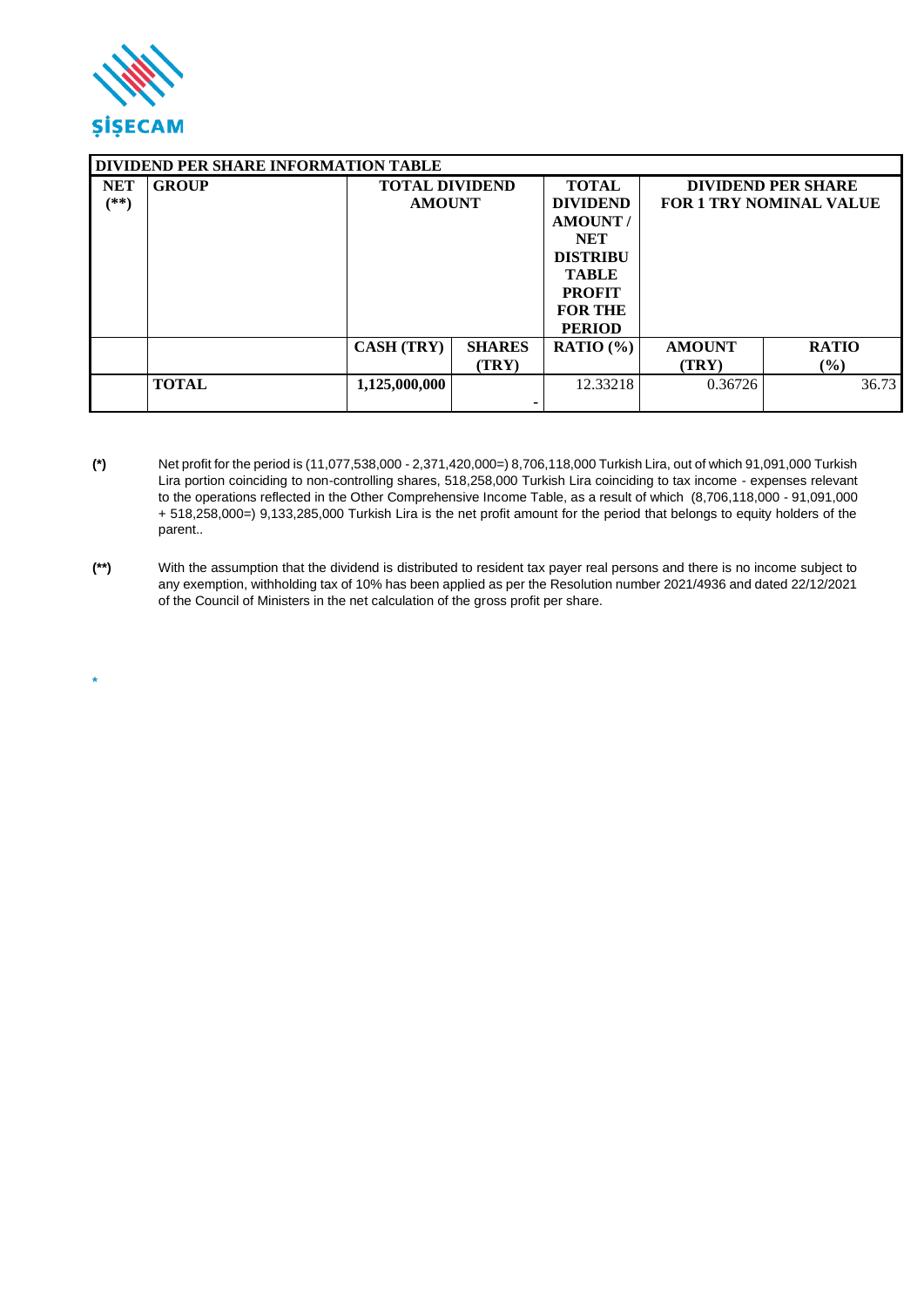ŞİŞECAM

| DIVIDEND PER SHARE INFORMATION TABLE | | | | | | |
|---|---|---|---|---|---|---|
| NET (**) | GROUP | TOTAL DIVIDEND AMOUNT | | TOTAL DIVIDEND AMOUNT / NET DISTRIBUTABLE PROFIT FOR THE PERIOD | DIVIDEND PER SHARE FOR 1 TRY NOMINAL VALUE | |
| | | CASH (TRY) | SHARES (TRY) | RATIO (%) | AMOUNT (TRY) | RATIO (%) |
| | TOTAL | 1,125,000,000 | - | 12.33218 | 0.36726 | 36.73 |

**(*)** Net profit for the period is (11,077,538,000 - 2,371,420,000=) 8,706,118,000 Turkish Lira, out of which 91,091,000 Turkish Lira portion coinciding to non-controlling shares, 518,258,000 Turkish Lira coinciding to tax income - expenses relevant to the operations reflected in the Other Comprehensive Income Table, as a result of which (8,706,118,000 - 91,091,000 + 518,258,000=) 9,133,285,000 Turkish Lira is the net profit amount for the period that belongs to equity holders of the parent..

**(**)** With the assumption that the dividend is distributed to resident tax payer real persons and there is no income subject to any exemption, withholding tax of 10% has been applied as per the Resolution number 2021/4936 and dated 22/12/2021 of the Council of Ministers in the net calculation of the gross profit per share.

*